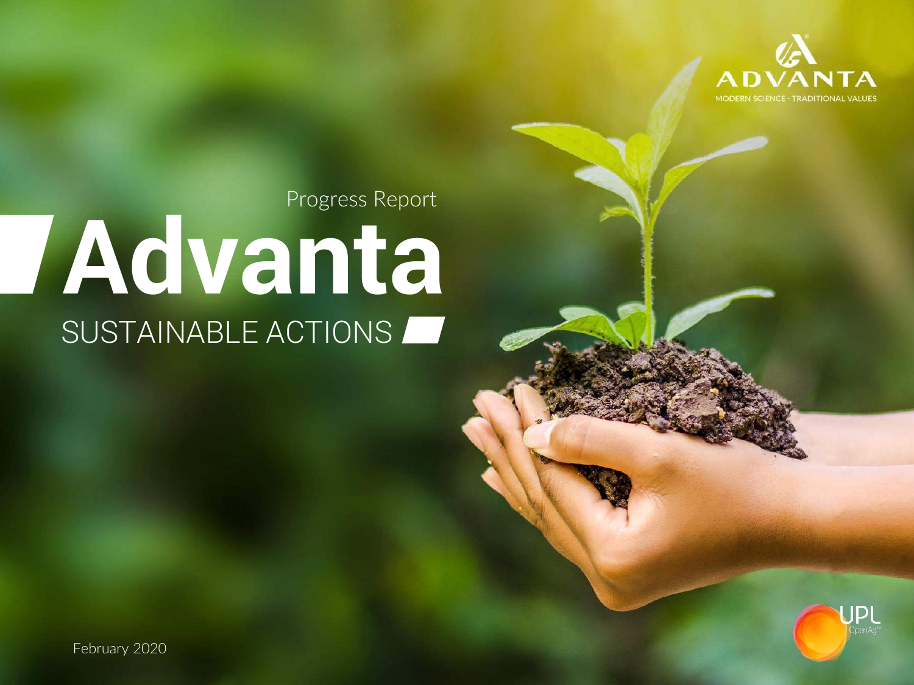ADVANTA

MODERN SCIENCE · TRADITIONAL VALUES

Progress Report

# Advanta

## SUSTAINABLE ACTIONS

UPL OpenAg™

February 2020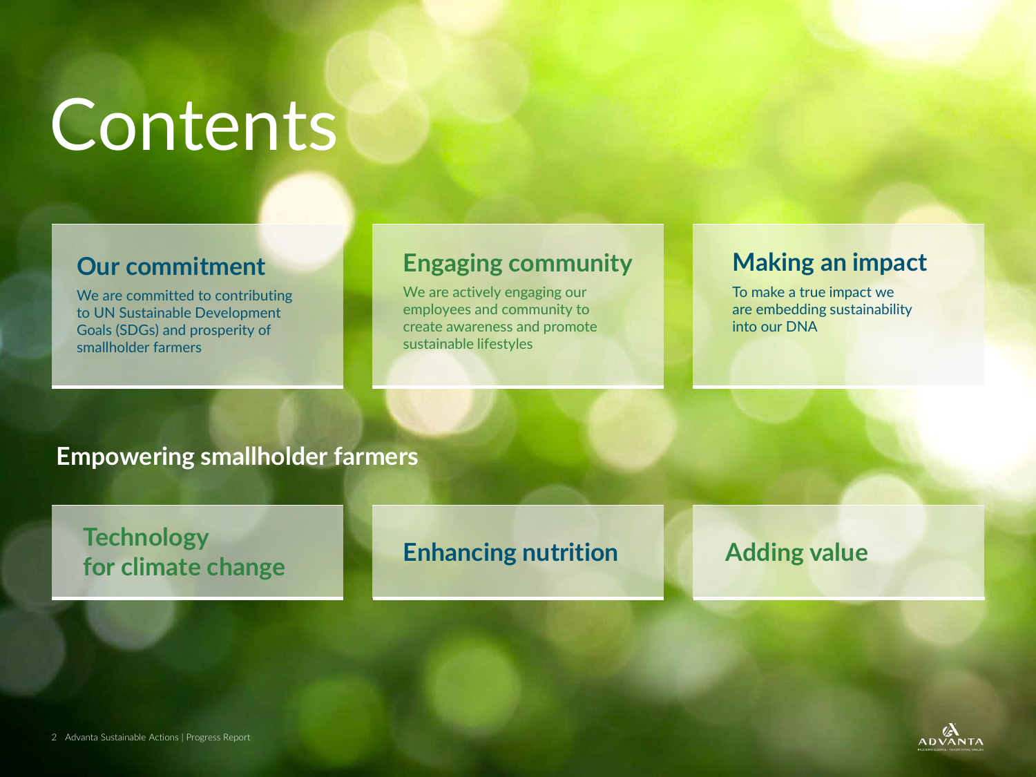# Contents

## Our commitment

We are committed to contributing to UN Sustainable Development Goals (SDGs) and prosperity of smallholder farmers

## Engaging community

We are actively engaging our employees and community to create awareness and promote sustainable lifestyles

## Making an impact

To make a true impact we are embedding sustainability into our DNA

## Empowering smallholder farmers

### Technology for climate change

### Enhancing nutrition

### Adding value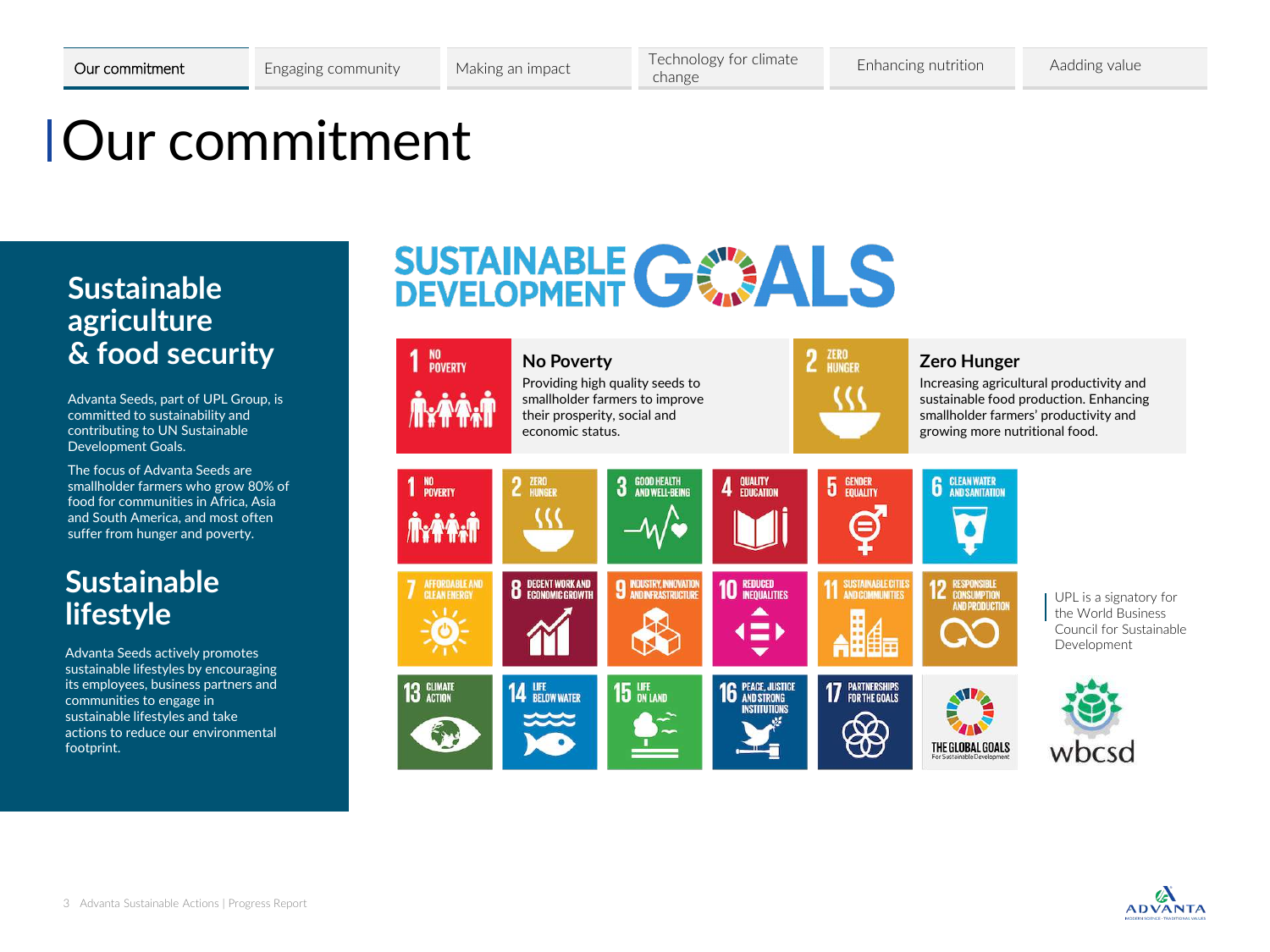Our commitment | Engaging community | Making an impact | Technology for climate change | Enhancing nutrition | Aadding value

# Our commitment

## Sustainable agriculture & food security

Advanta Seeds, part of UPL Group, is committed to sustainability and contributing to UN Sustainable Development Goals.

The focus of Advanta Seeds are smallholder farmers who grow 80% of food for communities in Africa, Asia and South America, and most often suffer from hunger and poverty.

## Sustainable lifestyle

Advanta Seeds actively promotes sustainable lifestyles by encouraging its employees, business partners and communities to engage in sustainable lifestyles and take actions to reduce our environmental footprint.

## SUSTAINABLE DEVELOPMENT GOALS

### No Poverty

Providing high quality seeds to smallholder farmers to improve their prosperity, social and economic status.

### Zero Hunger

Increasing agricultural productivity and sustainable food production. Enhancing smallholder farmers' productivity and growing more nutritional food.

1 No Poverty; 2 Zero Hunger; 3 Good Health and Well-Being; 4 Quality Education; 5 Gender Equality; 6 Clean Water and Sanitation; 7 Affordable and Clean Energy; 8 Decent Work and Economic Growth; 9 Industry, Innovation and Infrastructure; 10 Reduced Inequalities; 11 Sustainable Cities and Communities; 12 Responsible Consumption and Production; 13 Climate Action; 14 Life Below Water; 15 Life on Land; 16 Peace, Justice and Strong Institutions; 17 Partnerships for the Goals; The Global Goals For Sustainable Development

UPL is a signatory for the World Business Council for Sustainable Development

wbcsd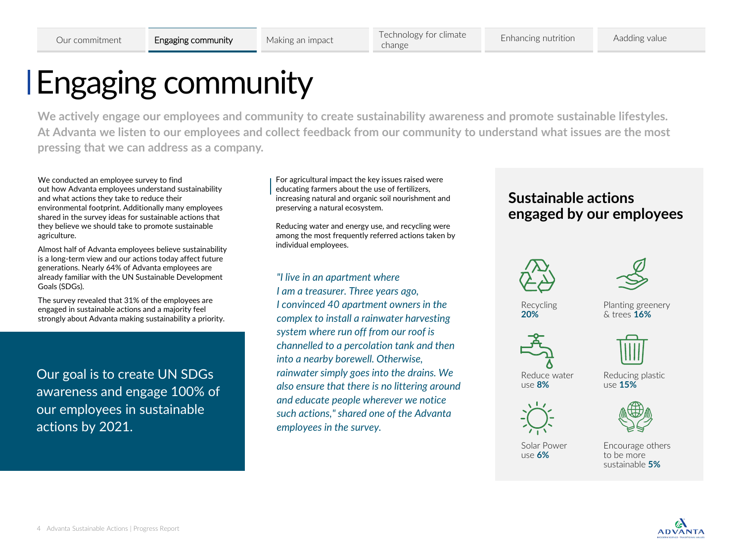# Engaging community

**We actively engage our employees and community to create sustainability awareness and promote sustainable lifestyles. At Advanta we listen to our employees and collect feedback from our community to understand what issues are the most pressing that we can address as a company.**

We conducted an employee survey to find out how Advanta employees understand sustainability and what actions they take to reduce their environmental footprint. Additionally many employees shared in the survey ideas for sustainable actions that they believe we should take to promote sustainable agriculture.

Almost half of Advanta employees believe sustainability is a long-term view and our actions today affect future generations. Nearly 64% of Advanta employees are already familiar with the UN Sustainable Development Goals (SDGs).

The survey revealed that 31% of the employees are engaged in sustainable actions and a majority feel strongly about Advanta making sustainability a priority.

Our goal is to create UN SDGs awareness and engage 100% of our employees in sustainable actions by 2021.

For agricultural impact the key issues raised were educating farmers about the use of fertilizers, increasing natural and organic soil nourishment and preserving a natural ecosystem.

Reducing water and energy use, and recycling were among the most frequently referred actions taken by individual employees.

*"I live in an apartment where I am a treasurer. Three years ago, I convinced 40 apartment owners in the complex to install a rainwater harvesting system where run off from our roof is channelled to a percolation tank and then into a nearby borewell. Otherwise, rainwater simply goes into the drains. We also ensure that there is no littering around and educate people wherever we notice such actions," shared one of the Advanta employees in the survey.*

## Sustainable actions engaged by our employees

- Recycling **20%**
- Planting greenery & trees **16%**
- Reduce water use **8%**
- Reducing plastic use **15%**
- Solar Power use **6%**
- Encourage others to be more sustainable **5%**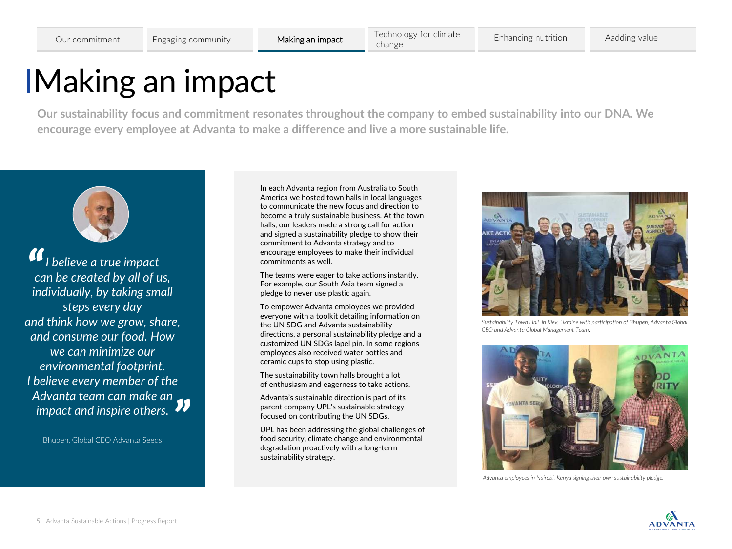# Making an impact

**Our sustainability focus and commitment resonates throughout the company to embed sustainability into our DNA. We encourage every employee at Advanta to make a difference and live a more sustainable life.**

*"I believe a true impact can be created by all of us, individually, by taking small steps every day and think how we grow, share, and consume our food. How we can minimize our environmental footprint. I believe every member of the Advanta team can make an impact and inspire others."*

Bhupen, Global CEO Advanta Seeds

In each Advanta region from Australia to South America we hosted town halls in local languages to communicate the new focus and direction to become a truly sustainable business. At the town halls, our leaders made a strong call for action and signed a sustainability pledge to show their commitment to Advanta strategy and to encourage employees to make their individual commitments as well.

The teams were eager to take actions instantly. For example, our South Asia team signed a pledge to never use plastic again.

To empower Advanta employees we provided everyone with a toolkit detailing information on the UN SDG and Advanta sustainability directions, a personal sustainability pledge and a customized UN SDGs lapel pin. In some regions employees also received water bottles and ceramic cups to stop using plastic.

The sustainability town halls brought a lot of enthusiasm and eagerness to take actions.

Advanta's sustainable direction is part of its parent company UPL's sustainable strategy focused on contributing the UN SDGs.

UPL has been addressing the global challenges of food security, climate change and environmental degradation proactively with a long-term sustainability strategy.

*Sustainability Town Hall in Kiev, Ukraine with participation of Bhupen, Advanta Global CEO and Advanta Global Management Team.*

*Advanta employees in Nairobi, Kenya signing their own sustainability pledge.*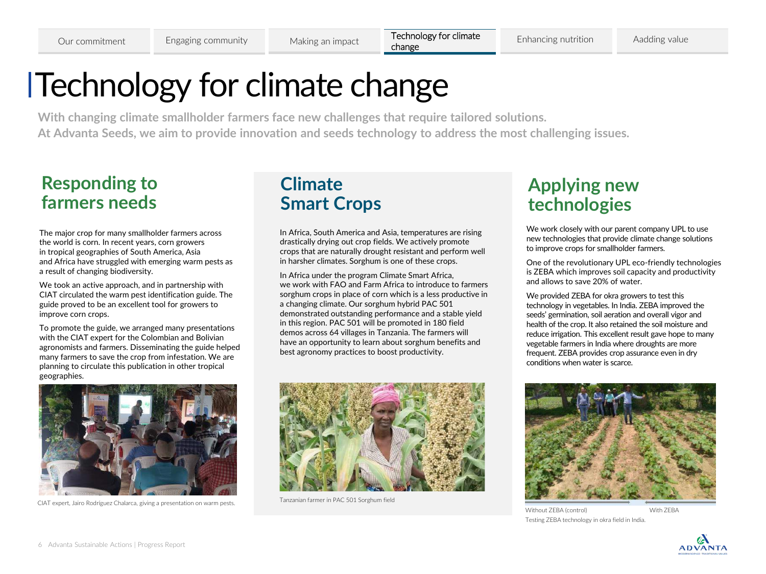# Technology for climate change

**With changing climate smallholder farmers face new challenges that require tailored solutions. At Advanta Seeds, we aim to provide innovation and seeds technology to address the most challenging issues.**

## Responding to farmers needs

The major crop for many smallholder farmers across the world is corn. In recent years, corn growers in tropical geographies of South America, Asia and Africa have struggled with emerging warm pests as a result of changing biodiversity.

We took an active approach, and in partnership with CIAT circulated the warm pest identification guide. The guide proved to be an excellent tool for growers to improve corn crops.

To promote the guide, we arranged many presentations with the CIAT expert for the Colombian and Bolivian agronomists and farmers. Disseminating the guide helped many farmers to save the crop from infestation. We are planning to circulate this publication in other tropical geographies.

CIAT expert, Jairo Rodríguez Chalarca, giving a presentation on warm pests.

## Climate Smart Crops

In Africa, South America and Asia, temperatures are rising drastically drying out crop fields. We actively promote crops that are naturally drought resistant and perform well in harsher climates. Sorghum is one of these crops.

In Africa under the program Climate Smart Africa, we work with FAO and Farm Africa to introduce to farmers sorghum crops in place of corn which is a less productive in a changing climate. Our sorghum hybrid PAC 501 demonstrated outstanding performance and a stable yield in this region. PAC 501 will be promoted in 180 field demos across 64 villages in Tanzania. The farmers will have an opportunity to learn about sorghum benefits and best agronomy practices to boost productivity.

Tanzanian farmer in PAC 501 Sorghum field

## Applying new technologies

We work closely with our parent company UPL to use new technologies that provide climate change solutions to improve crops for smallholder farmers.

One of the revolutionary UPL eco-friendly technologies is ZEBA which improves soil capacity and productivity and allows to save 20% of water.

We provided ZEBA for okra growers to test this technology in vegetables. In India, ZEBA improved the seeds' germination, soil aeration and overall vigor and health of the crop. It also retained the soil moisture and reduce irrigation. This excellent result gave hope to many vegetable farmers in India where droughts are more frequent. ZEBA provides crop assurance even in dry conditions when water is scarce.

Without ZEBA (control) With ZEBA

Testing ZEBA technology in okra field in India.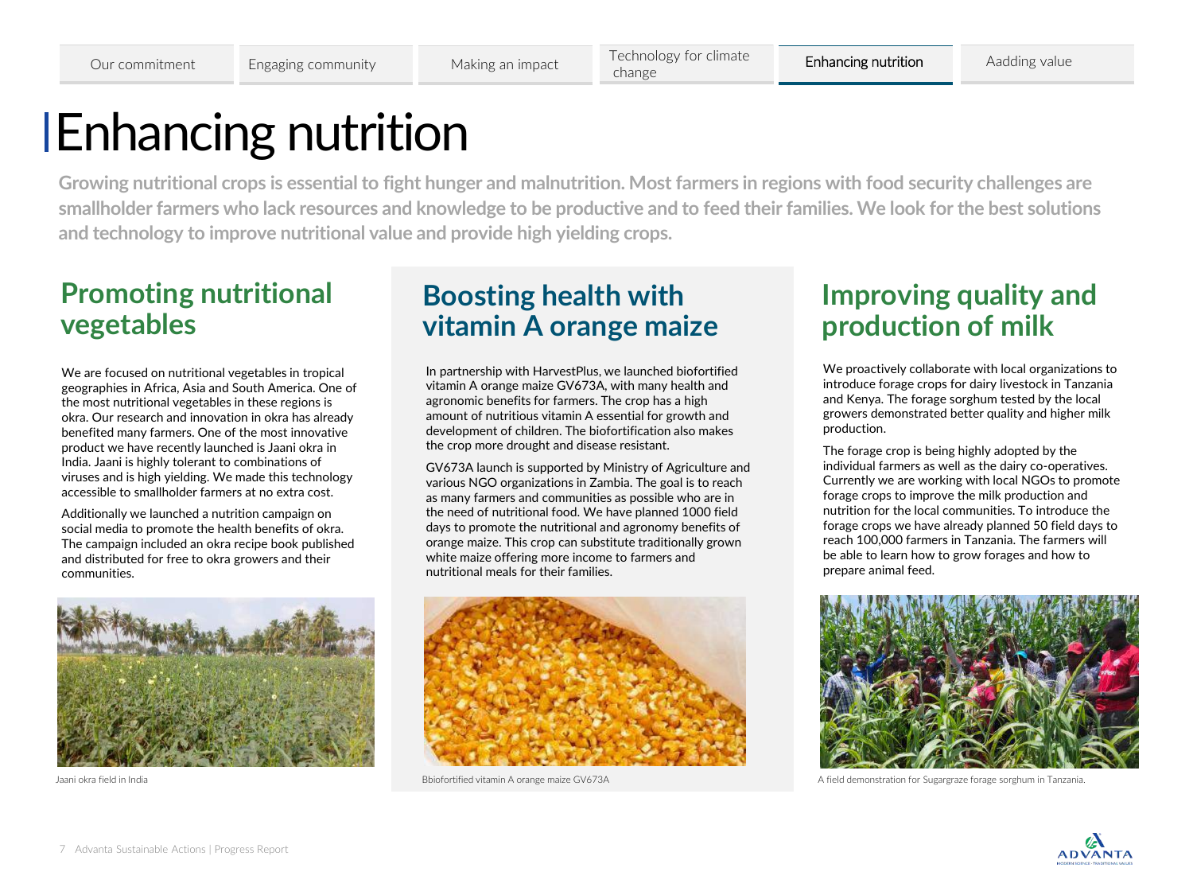# Enhancing nutrition

**Growing nutritional crops is essential to fight hunger and malnutrition. Most farmers in regions with food security challenges are smallholder farmers who lack resources and knowledge to be productive and to feed their families. We look for the best solutions and technology to improve nutritional value and provide high yielding crops.**

## Promoting nutritional vegetables

We are focused on nutritional vegetables in tropical geographies in Africa, Asia and South America. One of the most nutritional vegetables in these regions is okra. Our research and innovation in okra has already benefited many farmers. One of the most innovative product we have recently launched is Jaani okra in India. Jaani is highly tolerant to combinations of viruses and is high yielding. We made this technology accessible to smallholder farmers at no extra cost.

Additionally we launched a nutrition campaign on social media to promote the health benefits of okra. The campaign included an okra recipe book published and distributed for free to okra growers and their communities.

Jaani okra field in India

## Boosting health with vitamin A orange maize

In partnership with HarvestPlus, we launched biofortified vitamin A orange maize GV673A, with many health and agronomic benefits for farmers. The crop has a high amount of nutritious vitamin A essential for growth and development of children. The biofortification also makes the crop more drought and disease resistant.

GV673A launch is supported by Ministry of Agriculture and various NGO organizations in Zambia. The goal is to reach as many farmers and communities as possible who are in the need of nutritional food. We have planned 1000 field days to promote the nutritional and agronomy benefits of orange maize. This crop can substitute traditionally grown white maize offering more income to farmers and nutritional meals for their families.

Bbiofortified vitamin A orange maize GV673A

## Improving quality and production of milk

We proactively collaborate with local organizations to introduce forage crops for dairy livestock in Tanzania and Kenya. The forage sorghum tested by the local growers demonstrated better quality and higher milk production.

The forage crop is being highly adopted by the individual farmers as well as the dairy co-operatives. Currently we are working with local NGOs to promote forage crops to improve the milk production and nutrition for the local communities. To introduce the forage crops we have already planned 50 field days to reach 100,000 farmers in Tanzania. The farmers will be able to learn how to grow forages and how to prepare animal feed.

A field demonstration for Sugargraze forage sorghum in Tanzania.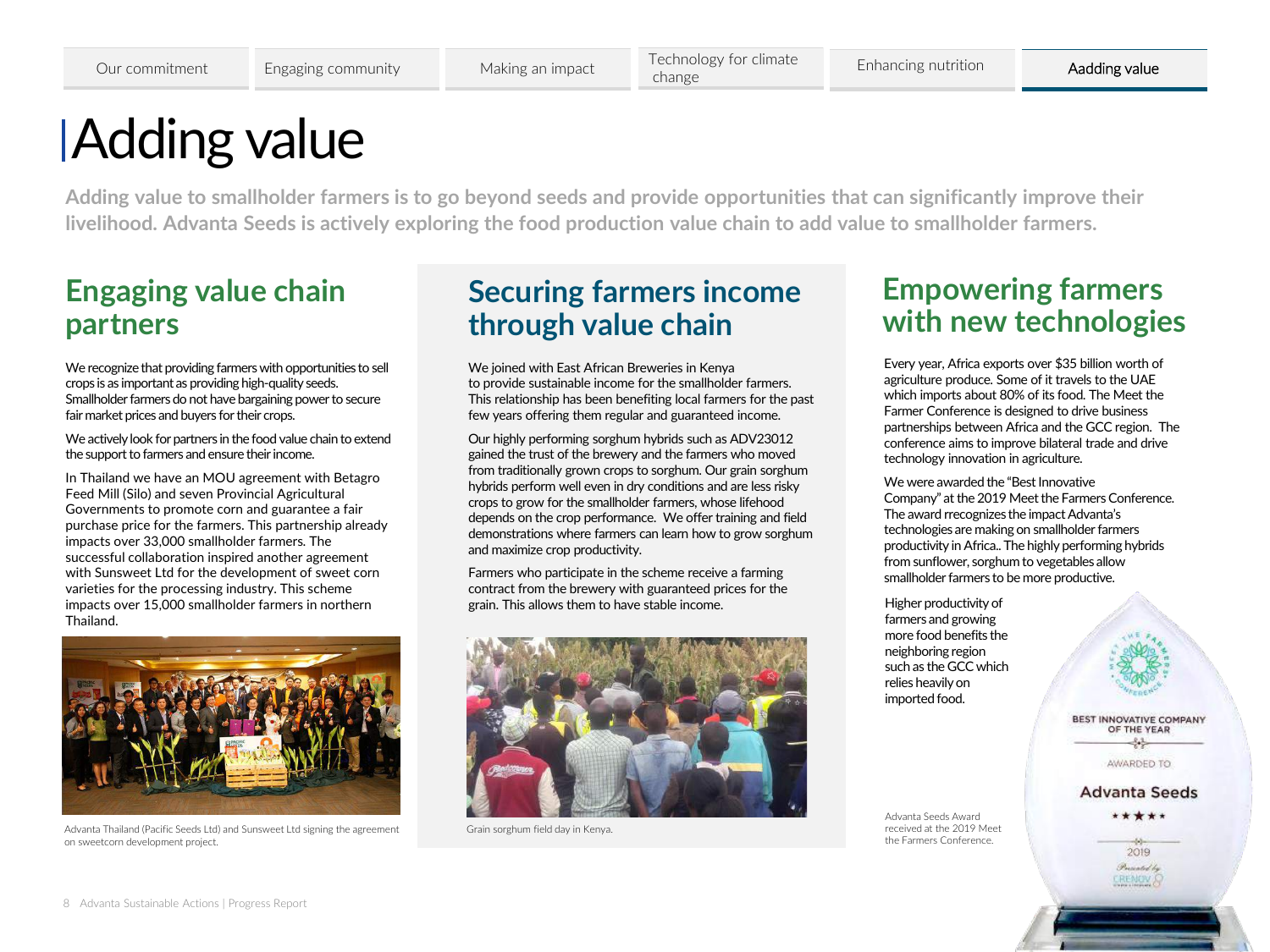# Adding value

**Adding value to smallholder farmers is to go beyond seeds and provide opportunities that can significantly improve their livelihood. Advanta Seeds is actively exploring the food production value chain to add value to smallholder farmers.**

## Engaging value chain partners

We recognize that providing farmers with opportunities to sell crops is as important as providing high-quality seeds. Smallholder farmers do not have bargaining power to secure fair market prices and buyers for their crops.

We actively look for partners in the food value chain to extend the support to farmers and ensure their income.

In Thailand we have an MOU agreement with Betagro Feed Mill (Silo) and seven Provincial Agricultural Governments to promote corn and guarantee a fair purchase price for the farmers. This partnership already impacts over 33,000 smallholder farmers. The successful collaboration inspired another agreement with Sunsweet Ltd for the development of sweet corn varieties for the processing industry. This scheme impacts over 15,000 smallholder farmers in northern Thailand.

Advanta Thailand (Pacific Seeds Ltd) and Sunsweet Ltd signing the agreement on sweetcorn development project.

## Securing farmers income through value chain

We joined with East African Breweries in Kenya to provide sustainable income for the smallholder farmers. This relationship has been benefiting local farmers for the past few years offering them regular and guaranteed income.

Our highly performing sorghum hybrids such as ADV23012 gained the trust of the brewery and the farmers who moved from traditionally grown crops to sorghum. Our grain sorghum hybrids perform well even in dry conditions and are less risky crops to grow for the smallholder farmers, whose lifehood depends on the crop performance. We offer training and field demonstrations where farmers can learn how to grow sorghum and maximize crop productivity.

Farmers who participate in the scheme receive a farming contract from the brewery with guaranteed prices for the grain. This allows them to have stable income.

Grain sorghum field day in Kenya.

## Empowering farmers with new technologies

Every year, Africa exports over $35 billion worth of agriculture produce. Some of it travels to the UAE which imports about 80% of its food. The Meet the Farmer Conference is designed to drive business partnerships between Africa and the GCC region. The conference aims to improve bilateral trade and drive technology innovation in agriculture.

We were awarded the "Best Innovative Company" at the 2019 Meet the Farmers Conference. The award rrecognizes the impact Advanta's technologies are making on smallholder farmers productivity in Africa.. The highly performing hybrids from sunflower, sorghum to vegetables allow smallholder farmers to be more productive.

Higher productivity of farmers and growing more food benefits the neighboring region such as the GCC which relies heavily on imported food.

Advanta Seeds Award received at the 2019 Meet the Farmers Conference.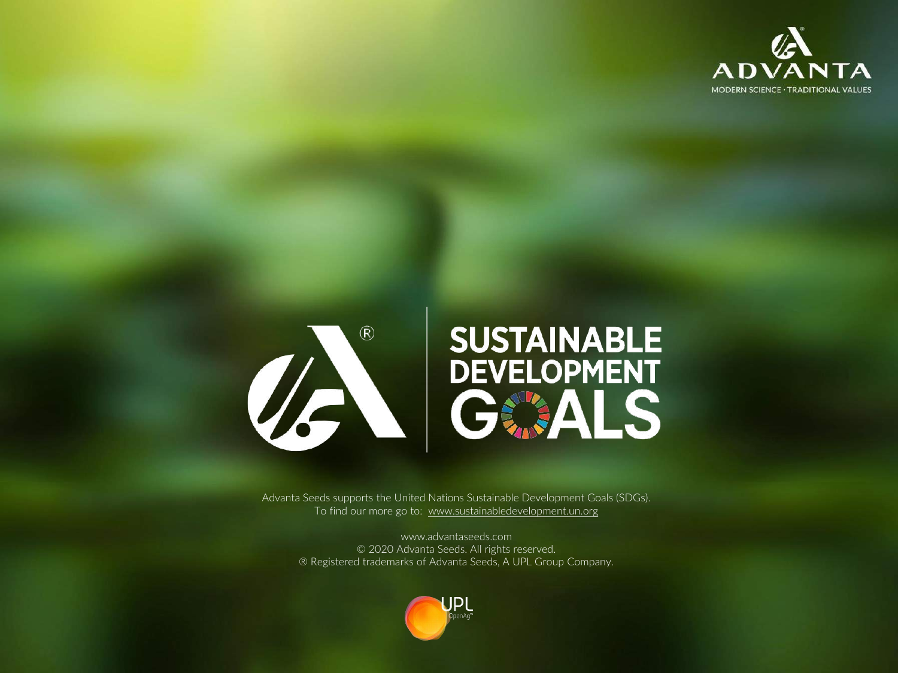ADVANTA

MODERN SCIENCE · TRADITIONAL VALUES

SUSTAINABLE DEVELOPMENT GOALS

Advanta Seeds supports the United Nations Sustainable Development Goals (SDGs).
To find our more go to: www.sustainabledevelopment.un.org

www.advantaseeds.com
© 2020 Advanta Seeds. All rights reserved.
® Registered trademarks of Advanta Seeds, A UPL Group Company.

UPL OpenAg™